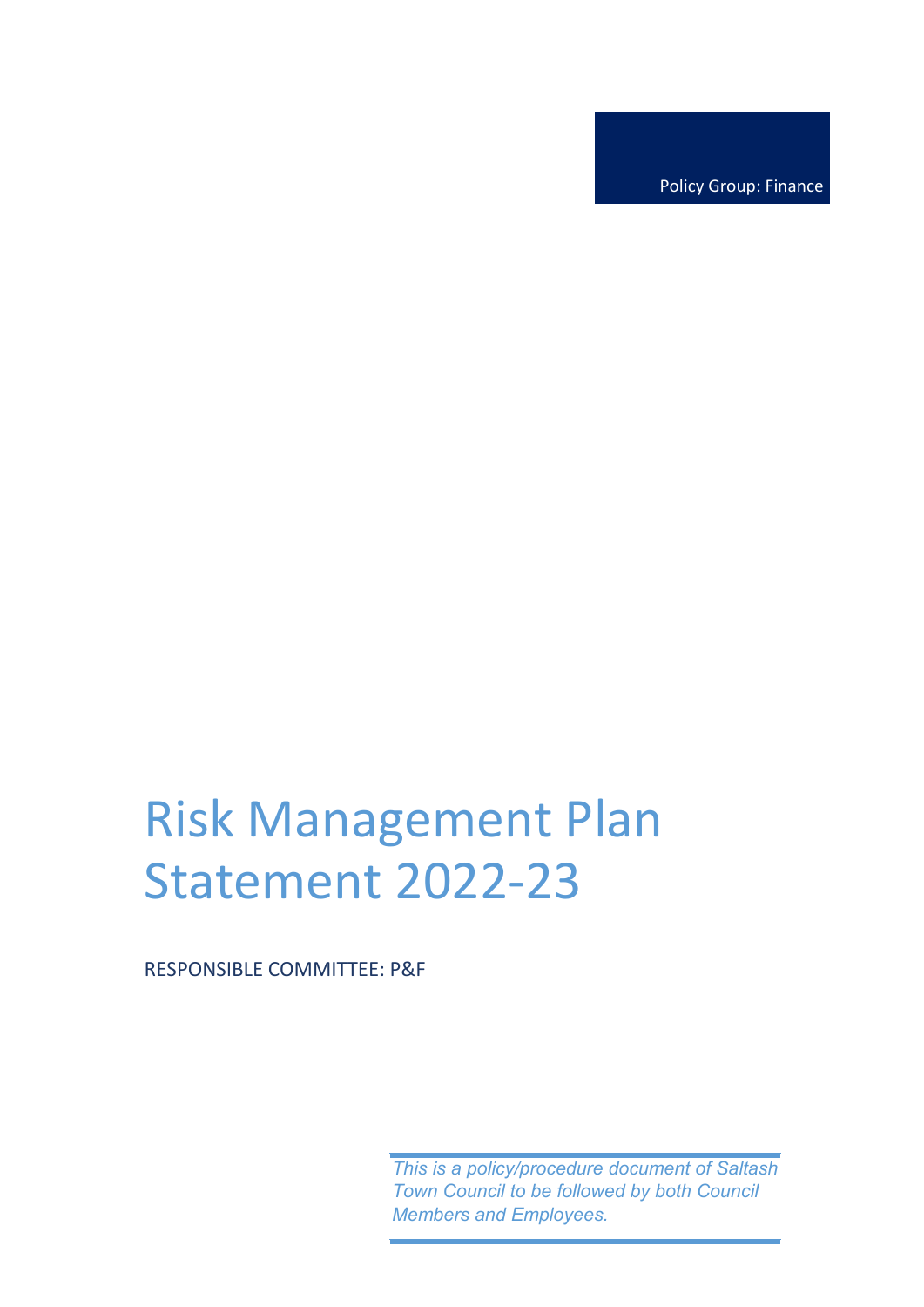Policy Group: Finance

# Risk Management Plan Statement 2022-23

RESPONSIBLE COMMITTEE: P&F

*This is a policy/procedure document of Saltash Town Council to be followed by both Council Members and Employees.*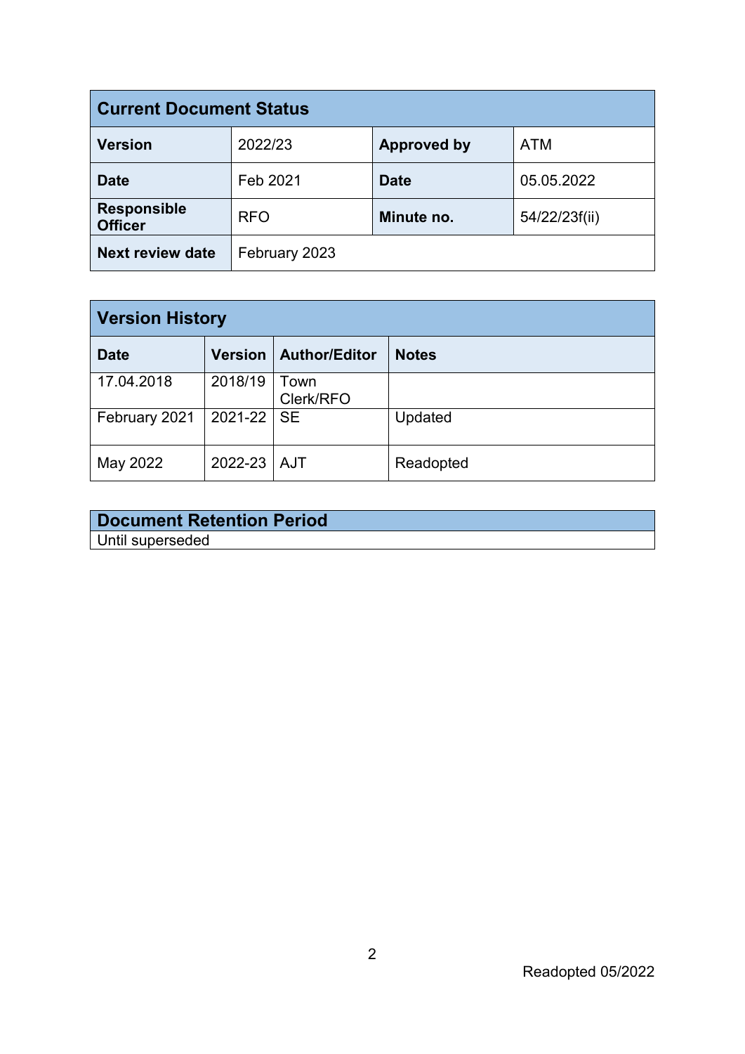| Current Document Status | | | |
|---|---|---|---|
| **Version** | 2022/23 | **Approved by** | ATM |
| **Date** | Feb 2021 | **Date** | 05.05.2022 |
| **Responsible Officer** | RFO | **Minute no.** | 54/22/23f(ii) |
| **Next review date** | February 2023 | | |

| Version History | | | |
|---|---|---|---|
| **Date** | **Version** | **Author/Editor** | **Notes** |
| 17.04.2018 | 2018/19 | Town Clerk/RFO | |
| February 2021 | 2021-22 | SE | Updated |
| May 2022 | 2022-23 | AJT | Readopted |

| Document Retention Period |
|---|
| Until superseded |

Readopted 05/2022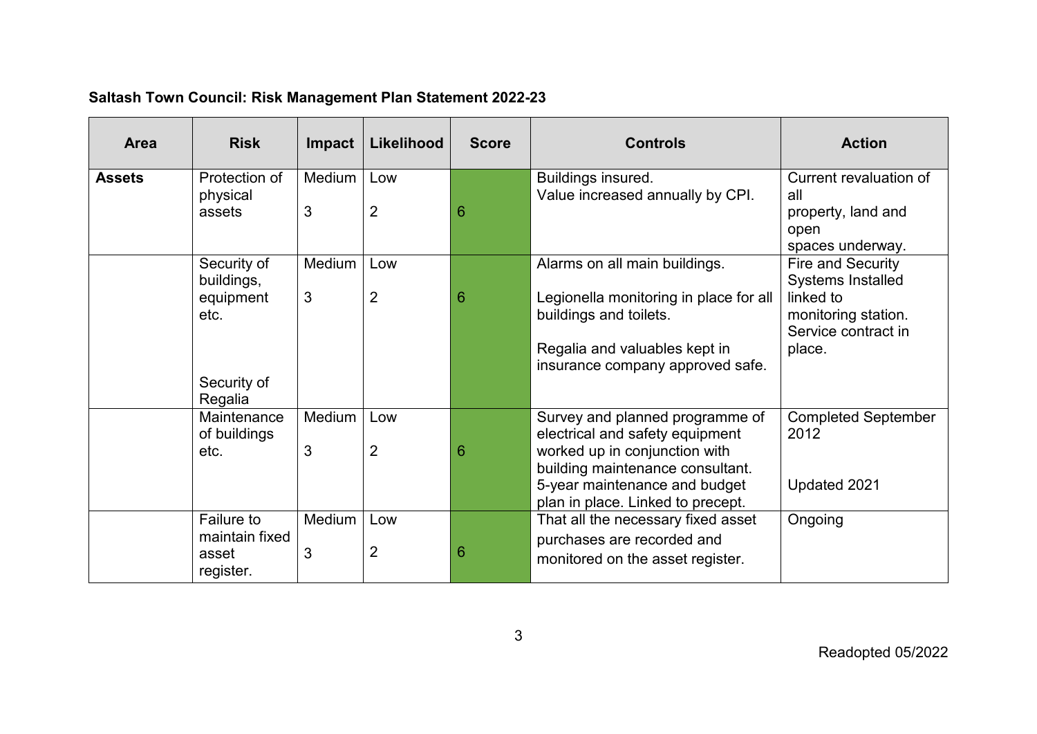**Saltash Town Council: Risk Management Plan Statement 2022-23**

| Area | Risk | Impact | Likelihood | Score | Controls | Action |
|---|---|---|---|---|---|---|
| **Assets** | Protection of physical assets | Medium<br>3 | Low<br>2 | 6 | Buildings insured.<br>Value increased annually by CPI. | Current revaluation of all property, land and open spaces underway. |
| | Security of buildings, equipment etc.<br><br>Security of Regalia | Medium<br>3 | Low<br>2 | 6 | Alarms on all main buildings.<br><br>Legionella monitoring in place for all buildings and toilets.<br><br>Regalia and valuables kept in insurance company approved safe. | Fire and Security Systems Installed linked to monitoring station. Service contract in place. |
| | Maintenance of buildings etc. | Medium<br>3 | Low<br>2 | 6 | Survey and planned programme of electrical and safety equipment worked up in conjunction with building maintenance consultant.<br>5-year maintenance and budget plan in place. Linked to precept. | Completed September 2012<br><br>Updated 2021 |
| | Failure to maintain fixed asset register. | Medium<br>3 | Low<br>2 | 6 | That all the necessary fixed asset purchases are recorded and monitored on the asset register. | Ongoing |

Readopted 05/2022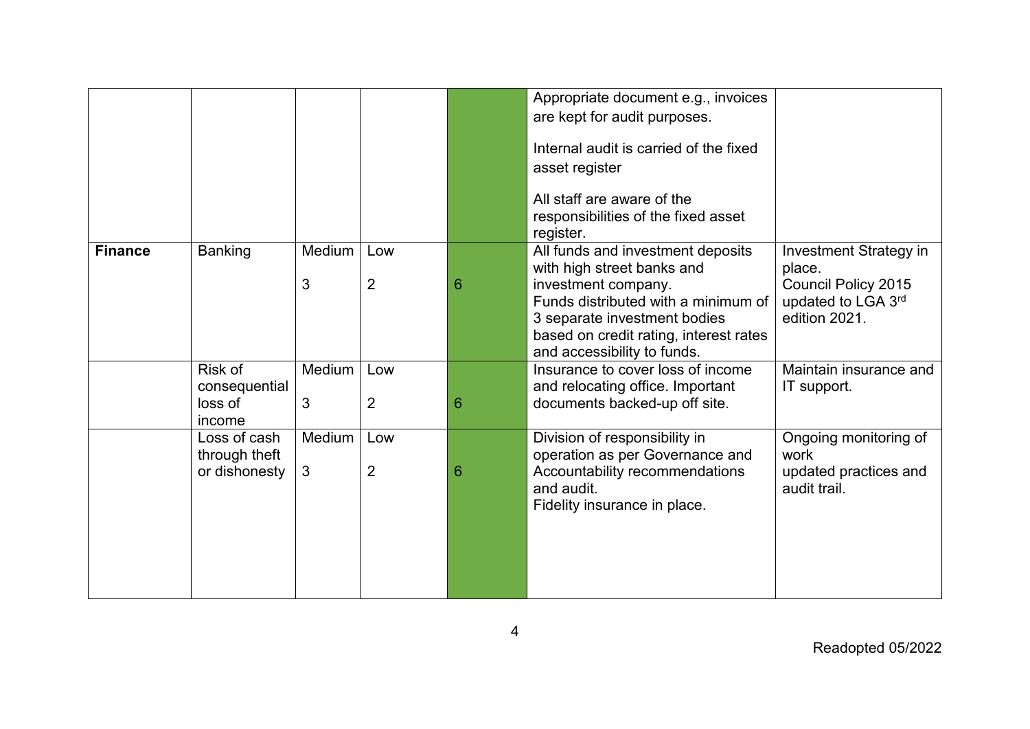| | | | | | | |
|---|---|---|---|---|---|---|
| | | | | | Appropriate document e.g., invoices are kept for audit purposes.<br><br>Internal audit is carried of the fixed asset register<br><br>All staff are aware of the responsibilities of the fixed asset register. | |
| **Finance** | Banking | Medium<br><br>3 | Low<br><br>2 | 6 | All funds and investment deposits with high street banks and investment company.<br>Funds distributed with a minimum of 3 separate investment bodies based on credit rating, interest rates and accessibility to funds. | Investment Strategy in place.<br>Council Policy 2015 updated to LGA 3rd edition 2021. |
| | Risk of consequential loss of income | Medium<br><br>3 | Low<br><br>2 | 6 | Insurance to cover loss of income and relocating office. Important documents backed-up off site. | Maintain insurance and IT support. |
| | Loss of cash through theft or dishonesty | Medium<br><br>3 | Low<br><br>2 | 6 | Division of responsibility in operation as per Governance and Accountability recommendations and audit.<br>Fidelity insurance in place. | Ongoing monitoring of work<br>updated practices and audit trail. |

Readopted 05/2022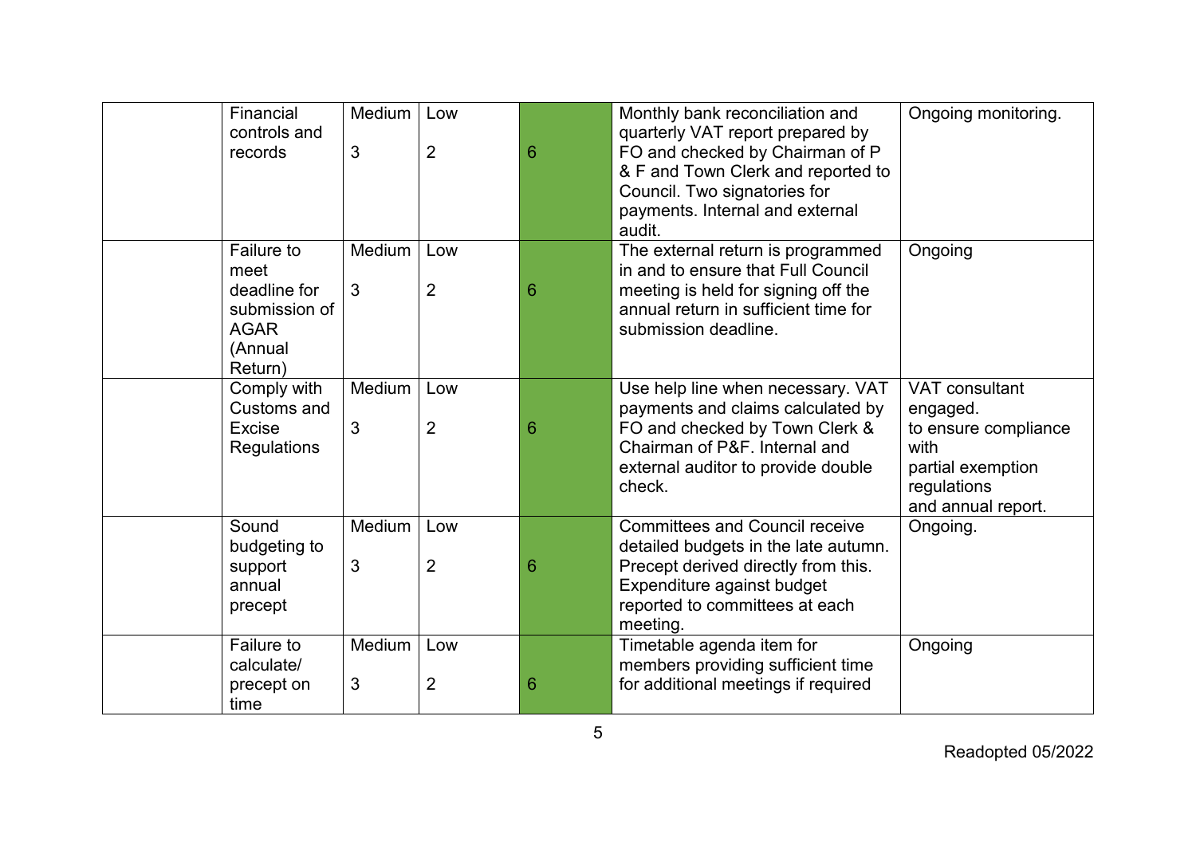| | | | | | | |
|---|---|---|---|---|---|---|
| | Financial controls and records | Medium<br>3 | Low<br>2 | 6 | Monthly bank reconciliation and quarterly VAT report prepared by FO and checked by Chairman of P & F and Town Clerk and reported to Council. Two signatories for payments. Internal and external audit. | Ongoing monitoring. |
| | Failure to meet deadline for submission of AGAR (Annual Return) | Medium<br>3 | Low<br>2 | 6 | The external return is programmed in and to ensure that Full Council meeting is held for signing off the annual return in sufficient time for submission deadline. | Ongoing |
| | Comply with Customs and Excise Regulations | Medium<br>3 | Low<br>2 | 6 | Use help line when necessary. VAT payments and claims calculated by FO and checked by Town Clerk & Chairman of P&F. Internal and external auditor to provide double check. | VAT consultant engaged.<br>to ensure compliance with<br>partial exemption regulations<br>and annual report. |
| | Sound budgeting to support annual precept | Medium<br>3 | Low<br>2 | 6 | Committees and Council receive detailed budgets in the late autumn. Precept derived directly from this. Expenditure against budget reported to committees at each meeting. | Ongoing. |
| | Failure to calculate/ precept on time | Medium<br>3 | Low<br>2 | 6 | Timetable agenda item for members providing sufficient time for additional meetings if required | Ongoing |

Readopted 05/2022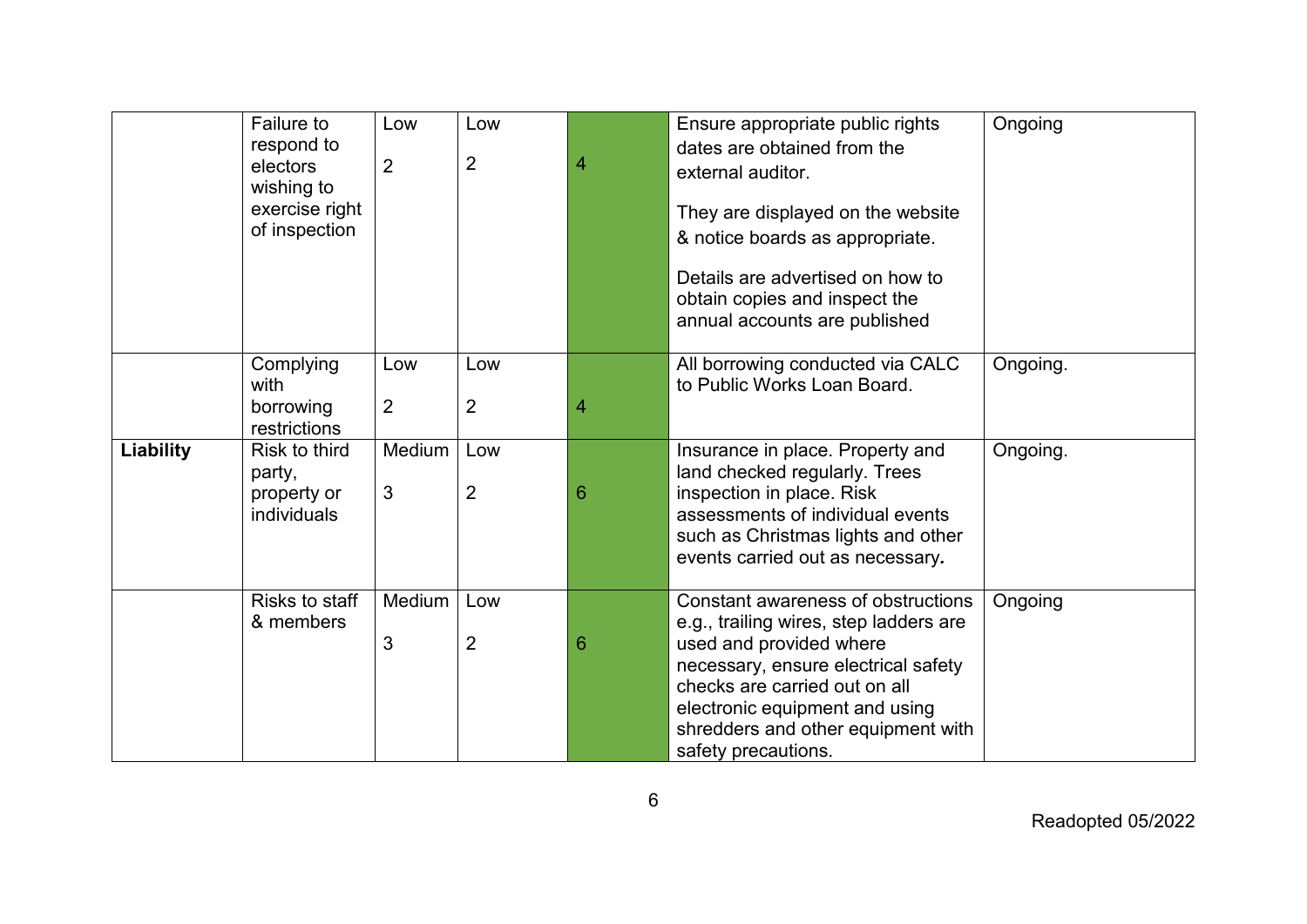| | | | | | | |
|---|---|---|---|---|---|---|
| | Failure to respond to electors wishing to exercise right of inspection | Low<br>2 | Low<br>2 | 4 | Ensure appropriate public rights dates are obtained from the external auditor.<br>They are displayed on the website & notice boards as appropriate.<br>Details are advertised on how to obtain copies and inspect the annual accounts are published | Ongoing |
| | Complying with borrowing restrictions | Low<br>2 | Low<br>2 | 4 | All borrowing conducted via CALC to Public Works Loan Board. | Ongoing. |
| **Liability** | Risk to third party, property or individuals | Medium<br>3 | Low<br>2 | 6 | Insurance in place. Property and land checked regularly. Trees inspection in place. Risk assessments of individual events such as Christmas lights and other events carried out as necessary. | Ongoing. |
| | Risks to staff & members | Medium<br>3 | Low<br>2 | 6 | Constant awareness of obstructions e.g., trailing wires, step ladders are used and provided where necessary, ensure electrical safety checks are carried out on all electronic equipment and using shredders and other equipment with safety precautions. | Ongoing |

Readopted 05/2022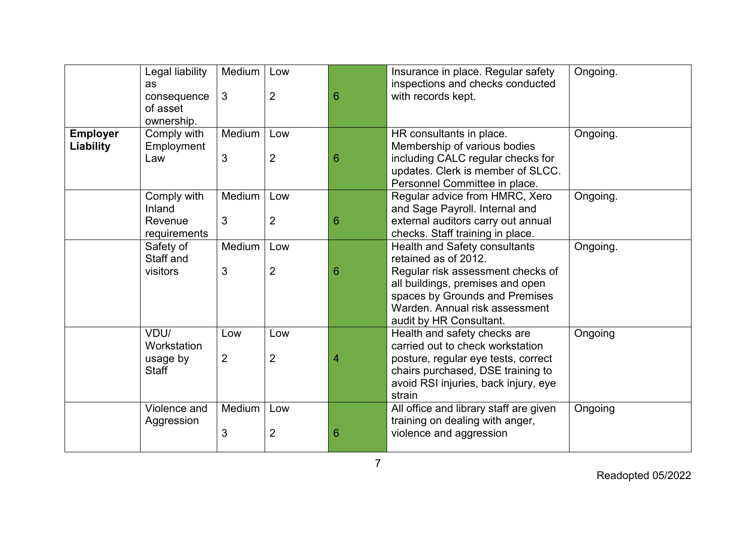| | | | | | | |
|---|---|---|---|---|---|---|
| | Legal liability as consequence of asset ownership. | Medium 3 | Low 2 | 6 | Insurance in place. Regular safety inspections and checks conducted with records kept. | Ongoing. |
| **Employer Liability** | Comply with Employment Law | Medium 3 | Low 2 | 6 | HR consultants in place. Membership of various bodies including CALC regular checks for updates. Clerk is member of SLCC. Personnel Committee in place. | Ongoing. |
| | Comply with Inland Revenue requirements | Medium 3 | Low 2 | 6 | Regular advice from HMRC, Xero and Sage Payroll. Internal and external auditors carry out annual checks. Staff training in place. | Ongoing. |
| | Safety of Staff and visitors | Medium 3 | Low 2 | 6 | Health and Safety consultants retained as of 2012. Regular risk assessment checks of all buildings, premises and open spaces by Grounds and Premises Warden. Annual risk assessment audit by HR Consultant. | Ongoing. |
| | VDU/ Workstation usage by Staff | Low 2 | Low 2 | 4 | Health and safety checks are carried out to check workstation posture, regular eye tests, correct chairs purchased, DSE training to avoid RSI injuries, back injury, eye strain | Ongoing |
| | Violence and Aggression | Medium 3 | Low 2 | 6 | All office and library staff are given training on dealing with anger, violence and aggression | Ongoing |

Readopted 05/2022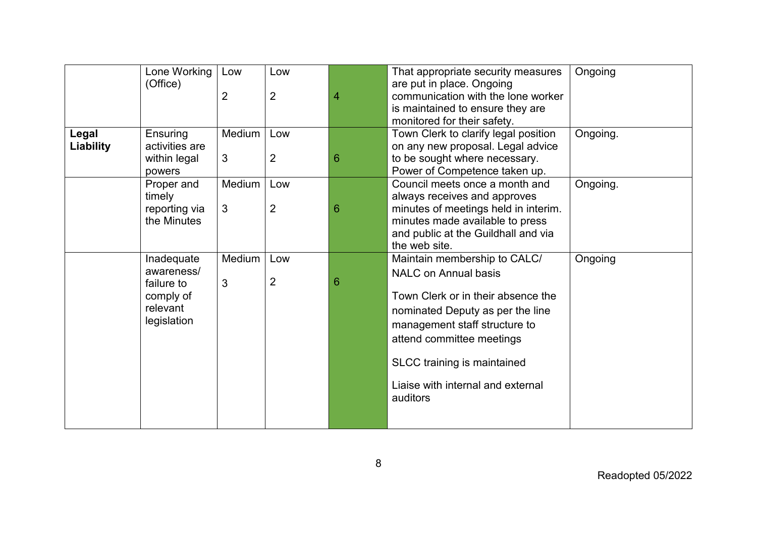| | | | | | | |
|---|---|---|---|---|---|---|
| | Lone Working (Office) | Low<br><br>2 | Low<br><br>2 | 4 | That appropriate security measures are put in place. Ongoing communication with the lone worker is maintained to ensure they are monitored for their safety. | Ongoing |
| **Legal Liability** | Ensuring activities are within legal powers | Medium<br><br>3 | Low<br><br>2 | 6 | Town Clerk to clarify legal position on any new proposal. Legal advice to be sought where necessary. Power of Competence taken up. | Ongoing. |
| | Proper and timely reporting via the Minutes | Medium<br><br>3 | Low<br><br>2 | 6 | Council meets once a month and always receives and approves minutes of meetings held in interim. minutes made available to press and public at the Guildhall and via the web site. | Ongoing. |
| | Inadequate awareness/ failure to comply of relevant legislation | Medium<br><br>3 | Low<br><br>2 | 6 | Maintain membership to CALC/ NALC on Annual basis<br><br>Town Clerk or in their absence the nominated Deputy as per the line management staff structure to attend committee meetings<br><br>SLCC training is maintained<br><br>Liaise with internal and external auditors | Ongoing |

Readopted 05/2022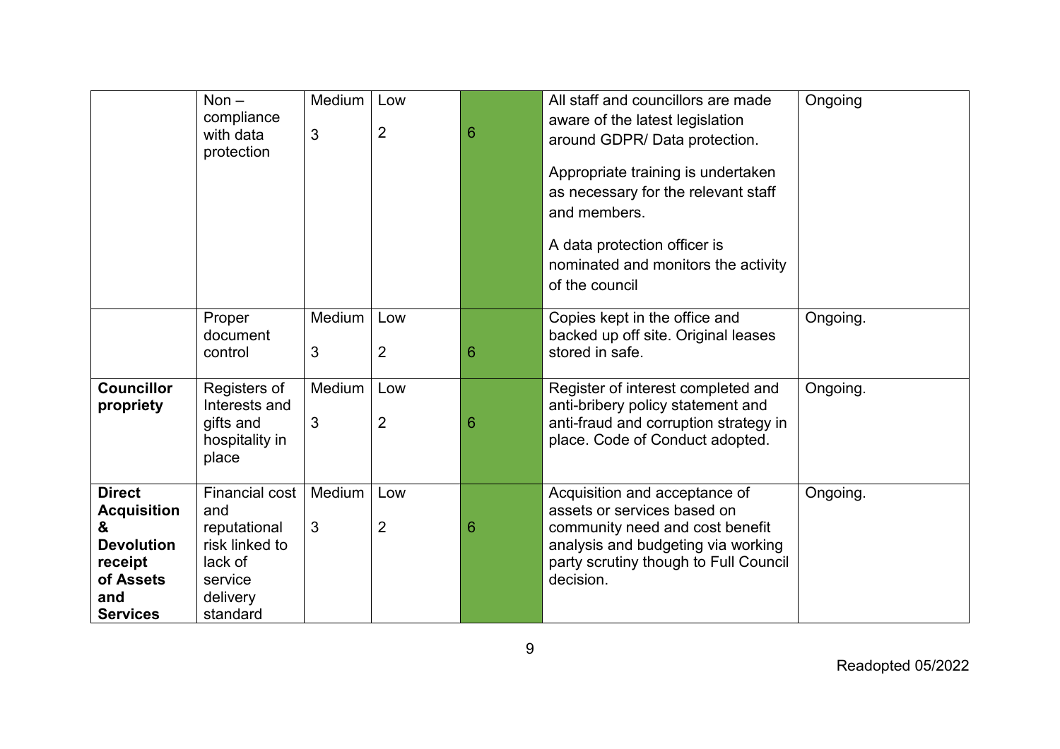| | | | | | | |
|---|---|---|---|---|---|---|
| | Non – compliance with data protection | Medium 3 | Low 2 | 6 | All staff and councillors are made aware of the latest legislation around GDPR/ Data protection. Appropriate training is undertaken as necessary for the relevant staff and members. A data protection officer is nominated and monitors the activity of the council | Ongoing |
| | Proper document control | Medium 3 | Low 2 | 6 | Copies kept in the office and backed up off site. Original leases stored in safe. | Ongoing. |
| **Councillor propriety** | Registers of Interests and gifts and hospitality in place | Medium 3 | Low 2 | 6 | Register of interest completed and anti-bribery policy statement and anti-fraud and corruption strategy in place. Code of Conduct adopted. | Ongoing. |
| **Direct Acquisition & Devolution receipt of Assets and Services** | Financial cost and reputational risk linked to lack of service delivery standard | Medium 3 | Low 2 | 6 | Acquisition and acceptance of assets or services based on community need and cost benefit analysis and budgeting via working party scrutiny though to Full Council decision. | Ongoing. |

Readopted 05/2022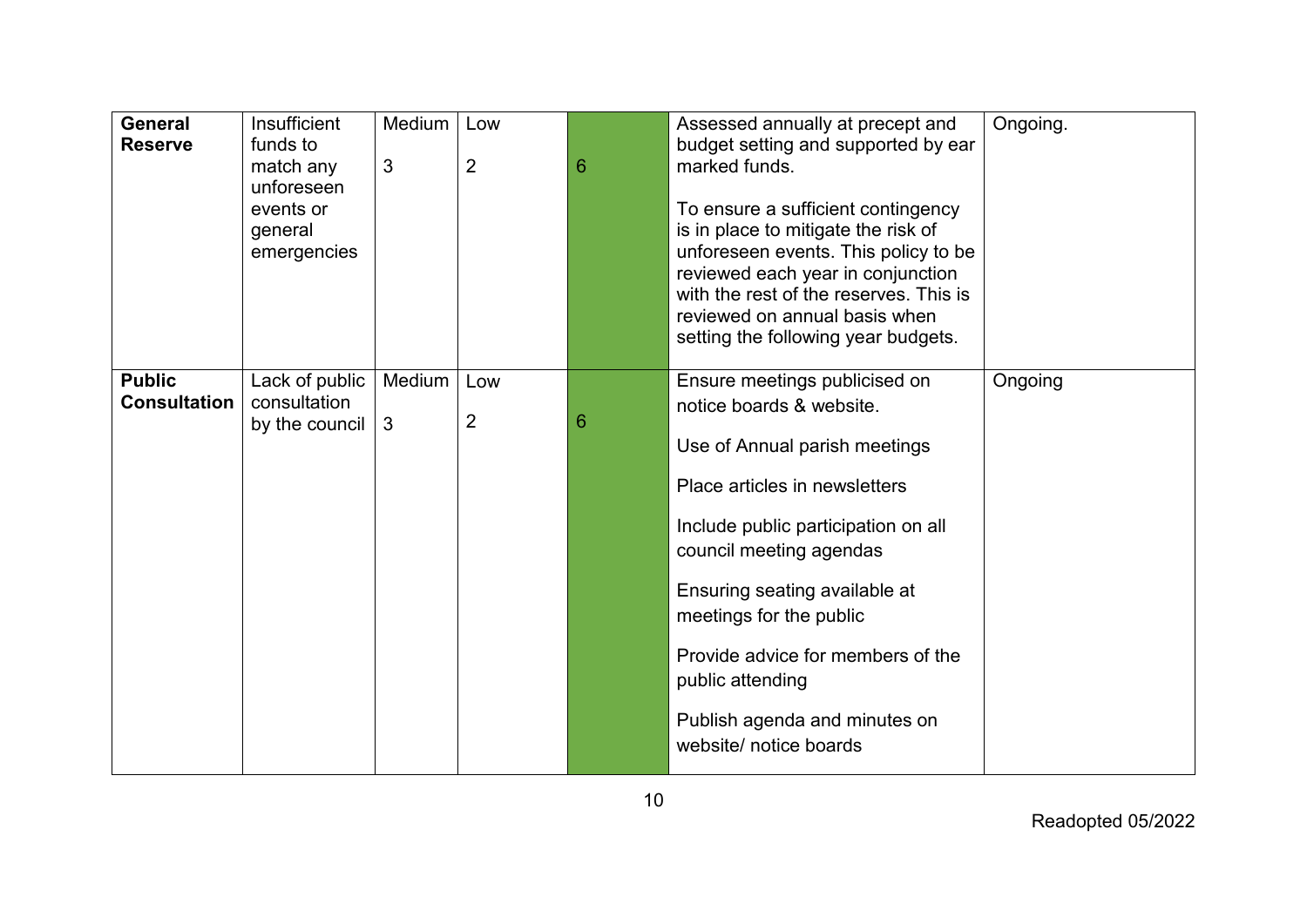| | | | | | | |
|---|---|---|---|---|---|---|
| **General Reserve** | Insufficient funds to match any unforeseen events or general emergencies | Medium<br><br>3 | Low<br><br>2 | 6 | Assessed annually at precept and budget setting and supported by ear marked funds.<br><br>To ensure a sufficient contingency is in place to mitigate the risk of unforeseen events. This policy to be reviewed each year in conjunction with the rest of the reserves. This is reviewed on annual basis when setting the following year budgets. | Ongoing. |
| **Public Consultation** | Lack of public consultation by the council | Medium<br><br>3 | Low<br><br>2 | 6 | Ensure meetings publicised on notice boards & website.<br><br>Use of Annual parish meetings<br><br>Place articles in newsletters<br><br>Include public participation on all council meeting agendas<br><br>Ensuring seating available at meetings for the public<br><br>Provide advice for members of the public attending<br><br>Publish agenda and minutes on website/ notice boards | Ongoing |

Readopted 05/2022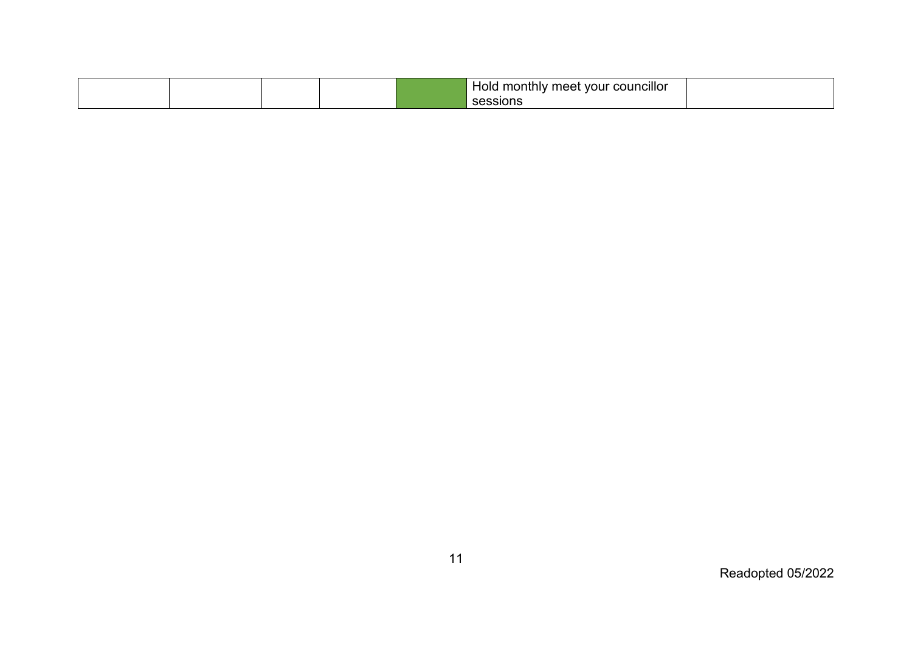| | | | | | | |
|---|---|---|---|---|---|---|
| | | | | | Hold monthly meet your councillor sessions | |

Readopted 05/2022